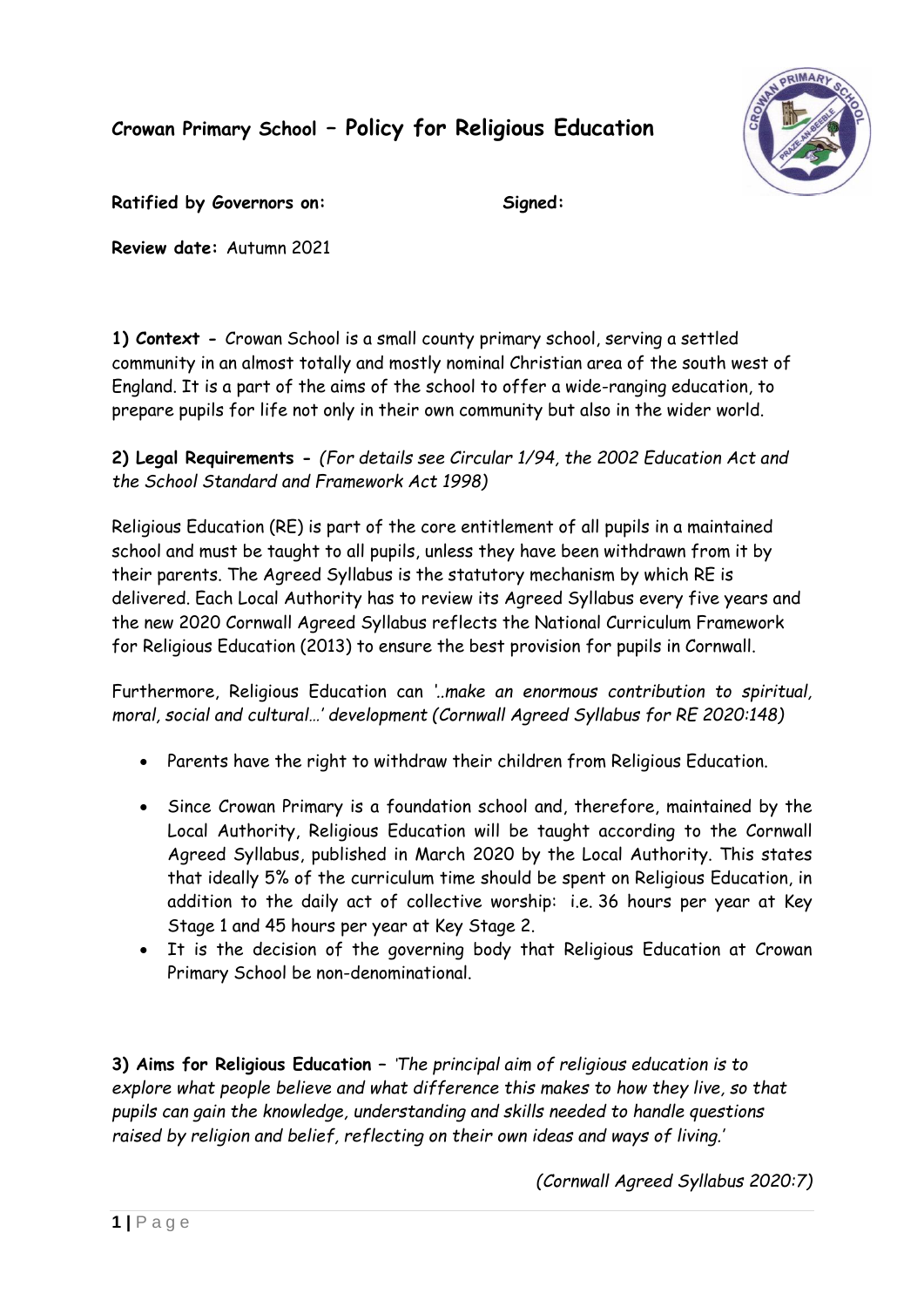# Crowan Primary School – Policy for Religious Education

**Ratified by Governors on:** **Signed:**

**Review date:** Autumn 2021

**1) Context -** Crowan School is a small county primary school, serving a settled community in an almost totally and mostly nominal Christian area of the south west of England. It is a part of the aims of the school to offer a wide-ranging education, to prepare pupils for life not only in their own community but also in the wider world.

**2) Legal Requirements -** *(For details see Circular 1/94, the 2002 Education Act and the School Standard and Framework Act 1998)*

Religious Education (RE) is part of the core entitlement of all pupils in a maintained school and must be taught to all pupils, unless they have been withdrawn from it by their parents. The Agreed Syllabus is the statutory mechanism by which RE is delivered. Each Local Authority has to review its Agreed Syllabus every five years and the new 2020 Cornwall Agreed Syllabus reflects the National Curriculum Framework for Religious Education (2013) to ensure the best provision for pupils in Cornwall.

Furthermore, Religious Education can *'..make an enormous contribution to spiritual, moral, social and cultural…' development (Cornwall Agreed Syllabus for RE 2020:148)*

- Parents have the right to withdraw their children from Religious Education.
- Since Crowan Primary is a foundation school and, therefore, maintained by the Local Authority, Religious Education will be taught according to the Cornwall Agreed Syllabus, published in March 2020 by the Local Authority. This states that ideally 5% of the curriculum time should be spent on Religious Education, in addition to the daily act of collective worship: i.e. 36 hours per year at Key Stage 1 and 45 hours per year at Key Stage 2.
- It is the decision of the governing body that Religious Education at Crowan Primary School be non-denominational.

**3) Aims for Religious Education –** *'The principal aim of religious education is to explore what people believe and what difference this makes to how they live, so that pupils can gain the knowledge, understanding and skills needed to handle questions raised by religion and belief, reflecting on their own ideas and ways of living.'*

*(Cornwall Agreed Syllabus 2020:7)*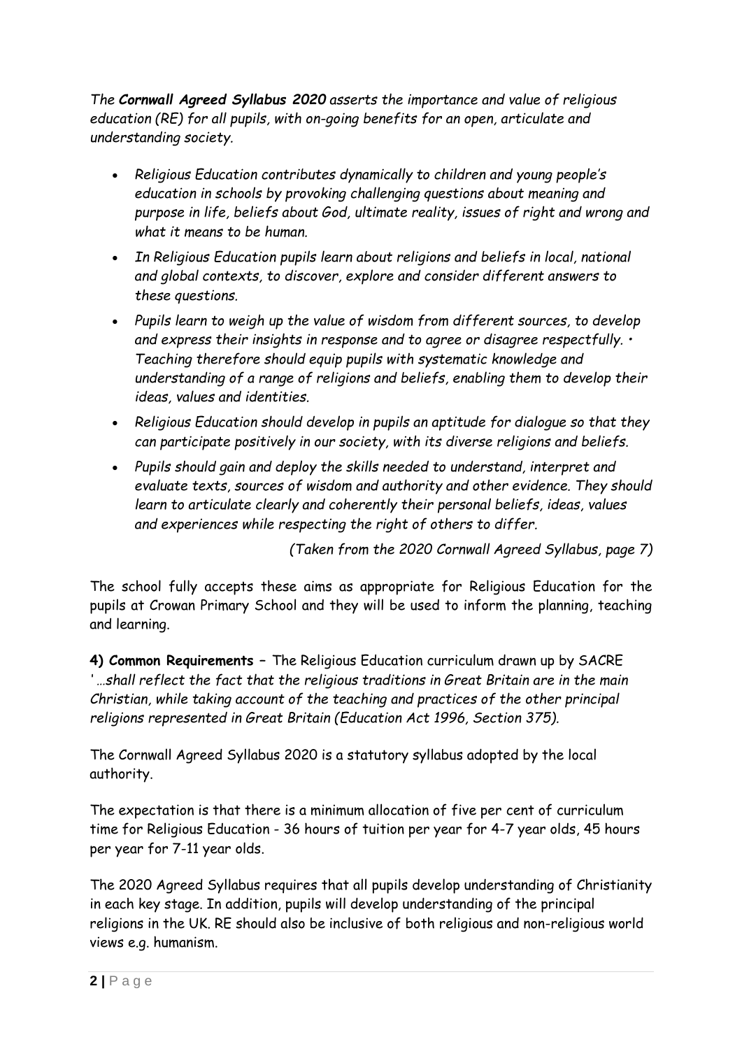*The **Cornwall Agreed Syllabus 2020** asserts the importance and value of religious education (RE) for all pupils, with on-going benefits for an open, articulate and understanding society.*

- *Religious Education contributes dynamically to children and young people's education in schools by provoking challenging questions about meaning and purpose in life, beliefs about God, ultimate reality, issues of right and wrong and what it means to be human.*
- *In Religious Education pupils learn about religions and beliefs in local, national and global contexts, to discover, explore and consider different answers to these questions.*
- *Pupils learn to weigh up the value of wisdom from different sources, to develop and express their insights in response and to agree or disagree respectfully. • Teaching therefore should equip pupils with systematic knowledge and understanding of a range of religions and beliefs, enabling them to develop their ideas, values and identities.*
- *Religious Education should develop in pupils an aptitude for dialogue so that they can participate positively in our society, with its diverse religions and beliefs.*
- *Pupils should gain and deploy the skills needed to understand, interpret and evaluate texts, sources of wisdom and authority and other evidence. They should learn to articulate clearly and coherently their personal beliefs, ideas, values and experiences while respecting the right of others to differ.*

*(Taken from the 2020 Cornwall Agreed Syllabus, page 7)*

The school fully accepts these aims as appropriate for Religious Education for the pupils at Crowan Primary School and they will be used to inform the planning, teaching and learning.

**4) Common Requirements** – The Religious Education curriculum drawn up by SACRE *'…shall reflect the fact that the religious traditions in Great Britain are in the main Christian, while taking account of the teaching and practices of the other principal religions represented in Great Britain (Education Act 1996, Section 375).*

The Cornwall Agreed Syllabus 2020 is a statutory syllabus adopted by the local authority.

The expectation is that there is a minimum allocation of five per cent of curriculum time for Religious Education - 36 hours of tuition per year for 4-7 year olds, 45 hours per year for 7-11 year olds.

The 2020 Agreed Syllabus requires that all pupils develop understanding of Christianity in each key stage. In addition, pupils will develop understanding of the principal religions in the UK. RE should also be inclusive of both religious and non-religious world views e.g. humanism.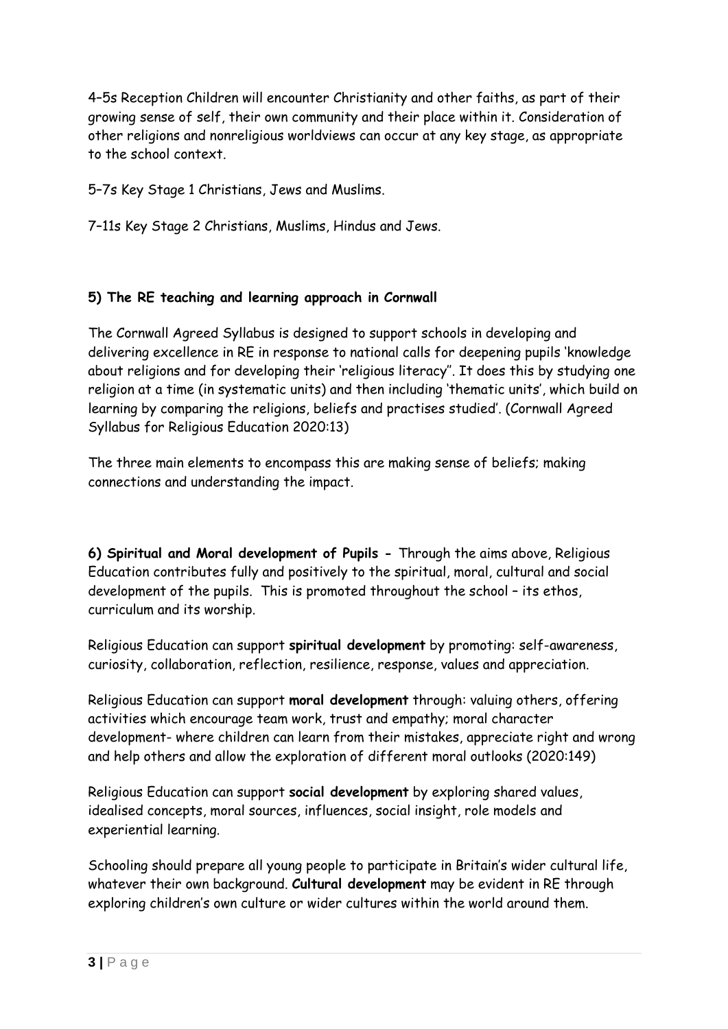4–5s Reception Children will encounter Christianity and other faiths, as part of their growing sense of self, their own community and their place within it. Consideration of other religions and nonreligious worldviews can occur at any key stage, as appropriate to the school context.

5–7s Key Stage 1 Christians, Jews and Muslims.

7–11s Key Stage 2 Christians, Muslims, Hindus and Jews.

**5) The RE teaching and learning approach in Cornwall**

The Cornwall Agreed Syllabus is designed to support schools in developing and delivering excellence in RE in response to national calls for deepening pupils 'knowledge about religions and for developing their 'religious literacy''. It does this by studying one religion at a time (in systematic units) and then including 'thematic units', which build on learning by comparing the religions, beliefs and practises studied'. (Cornwall Agreed Syllabus for Religious Education 2020:13)

The three main elements to encompass this are making sense of beliefs; making connections and understanding the impact.

**6) Spiritual and Moral development of Pupils -** Through the aims above, Religious Education contributes fully and positively to the spiritual, moral, cultural and social development of the pupils. This is promoted throughout the school – its ethos, curriculum and its worship.

Religious Education can support **spiritual development** by promoting: self-awareness, curiosity, collaboration, reflection, resilience, response, values and appreciation.

Religious Education can support **moral development** through: valuing others, offering activities which encourage team work, trust and empathy; moral character development- where children can learn from their mistakes, appreciate right and wrong and help others and allow the exploration of different moral outlooks (2020:149)

Religious Education can support **social development** by exploring shared values, idealised concepts, moral sources, influences, social insight, role models and experiential learning.

Schooling should prepare all young people to participate in Britain's wider cultural life, whatever their own background. **Cultural development** may be evident in RE through exploring children's own culture or wider cultures within the world around them.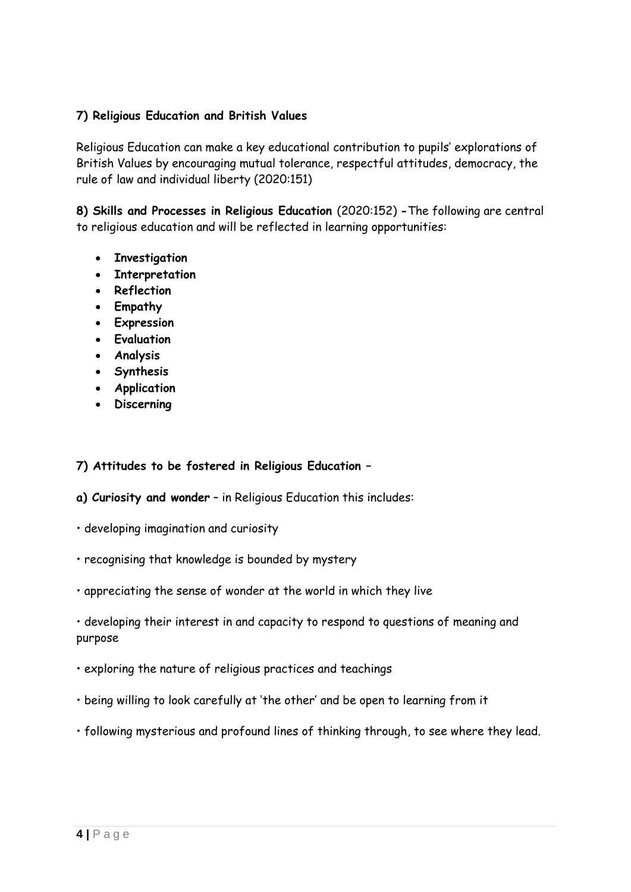**7) Religious Education and British Values**

Religious Education can make a key educational contribution to pupils' explorations of British Values by encouraging mutual tolerance, respectful attitudes, democracy, the rule of law and individual liberty (2020:151)

**8) Skills and Processes in Religious Education** (2020:152) **-** The following are central to religious education and will be reflected in learning opportunities:

- **Investigation**
- **Interpretation**
- **Reflection**
- **Empathy**
- **Expression**
- **Evaluation**
- **Analysis**
- **Synthesis**
- **Application**
- **Discerning**

**7) Attitudes to be fostered in Religious Education –**

**a) Curiosity and wonder** – in Religious Education this includes:

• developing imagination and curiosity

• recognising that knowledge is bounded by mystery

• appreciating the sense of wonder at the world in which they live

• developing their interest in and capacity to respond to questions of meaning and purpose

• exploring the nature of religious practices and teachings

• being willing to look carefully at 'the other' and be open to learning from it

• following mysterious and profound lines of thinking through, to see where they lead.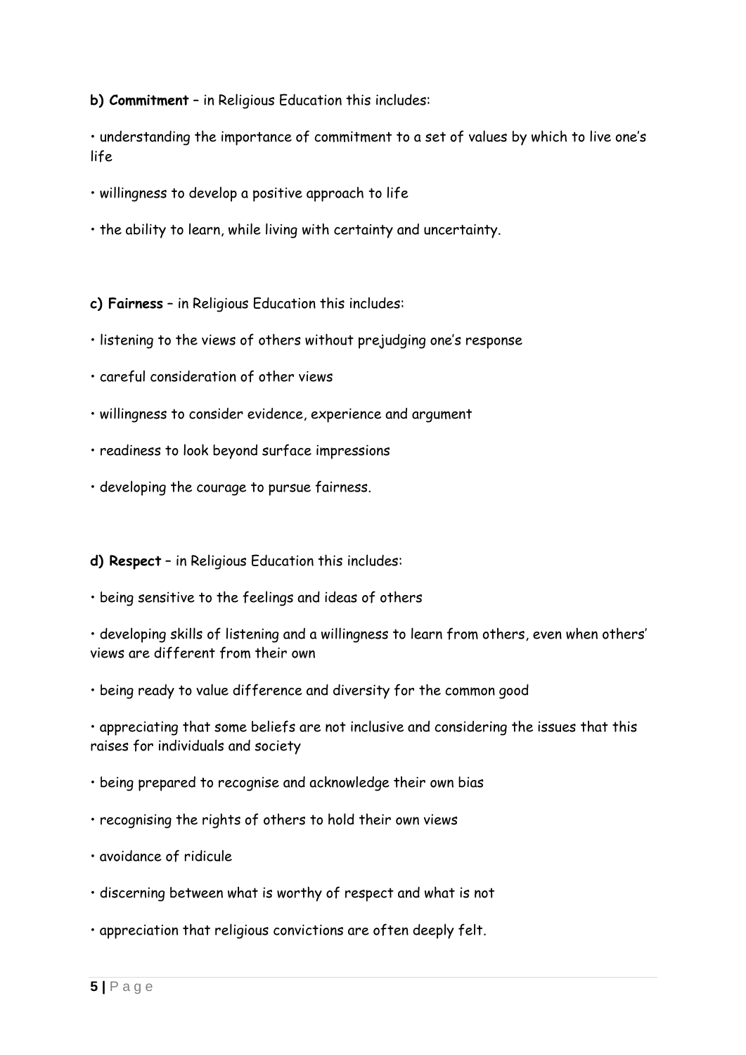**b) Commitment** – in Religious Education this includes:

- understanding the importance of commitment to a set of values by which to live one's life
- willingness to develop a positive approach to life
- the ability to learn, while living with certainty and uncertainty.

**c) Fairness** – in Religious Education this includes:

- listening to the views of others without prejudging one's response
- careful consideration of other views
- willingness to consider evidence, experience and argument
- readiness to look beyond surface impressions
- developing the courage to pursue fairness.

**d) Respect** – in Religious Education this includes:

- being sensitive to the feelings and ideas of others
- developing skills of listening and a willingness to learn from others, even when others' views are different from their own
- being ready to value difference and diversity for the common good
- appreciating that some beliefs are not inclusive and considering the issues that this raises for individuals and society
- being prepared to recognise and acknowledge their own bias
- recognising the rights of others to hold their own views
- avoidance of ridicule
- discerning between what is worthy of respect and what is not
- appreciation that religious convictions are often deeply felt.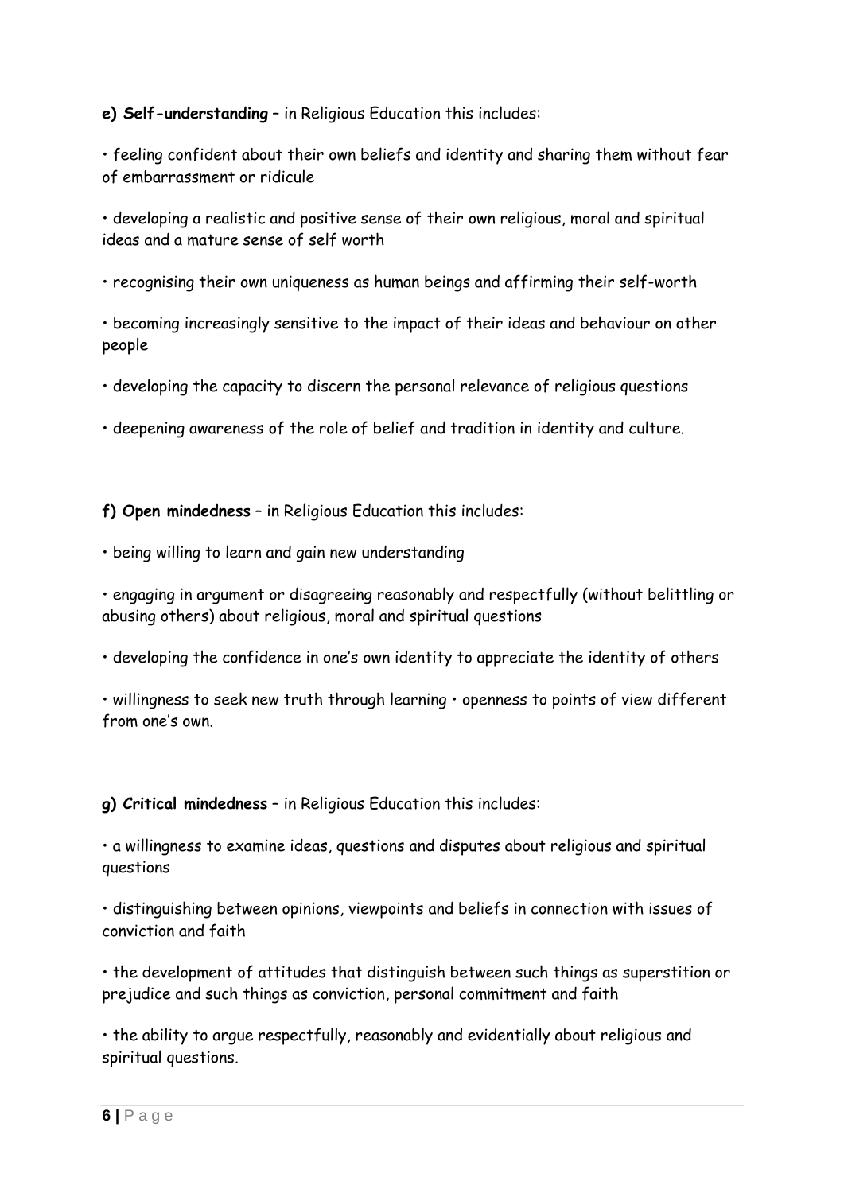**e) Self-understanding** – in Religious Education this includes:

• feeling confident about their own beliefs and identity and sharing them without fear of embarrassment or ridicule

• developing a realistic and positive sense of their own religious, moral and spiritual ideas and a mature sense of self worth

• recognising their own uniqueness as human beings and affirming their self-worth

• becoming increasingly sensitive to the impact of their ideas and behaviour on other people

• developing the capacity to discern the personal relevance of religious questions

• deepening awareness of the role of belief and tradition in identity and culture.

**f) Open mindedness** – in Religious Education this includes:

• being willing to learn and gain new understanding

• engaging in argument or disagreeing reasonably and respectfully (without belittling or abusing others) about religious, moral and spiritual questions

• developing the confidence in one's own identity to appreciate the identity of others

• willingness to seek new truth through learning • openness to points of view different from one's own.

**g) Critical mindedness** – in Religious Education this includes:

• a willingness to examine ideas, questions and disputes about religious and spiritual questions

• distinguishing between opinions, viewpoints and beliefs in connection with issues of conviction and faith

• the development of attitudes that distinguish between such things as superstition or prejudice and such things as conviction, personal commitment and faith

• the ability to argue respectfully, reasonably and evidentially about religious and spiritual questions.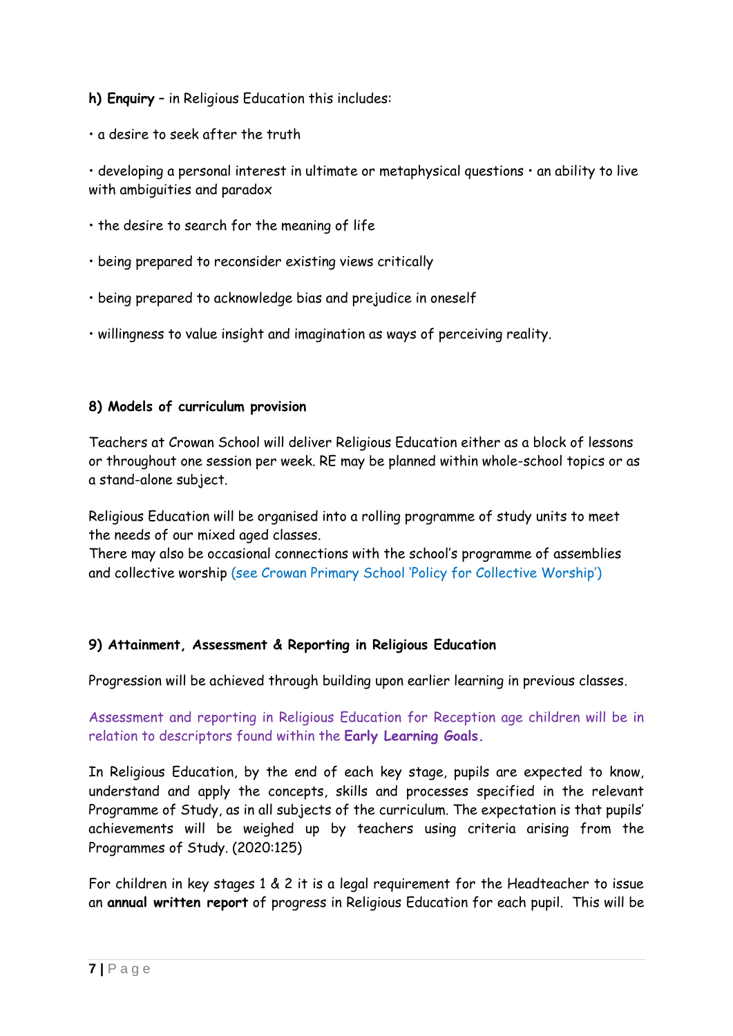**h) Enquiry** – in Religious Education this includes:

- a desire to seek after the truth
- developing a personal interest in ultimate or metaphysical questions • an ability to live with ambiguities and paradox
- the desire to search for the meaning of life
- being prepared to reconsider existing views critically
- being prepared to acknowledge bias and prejudice in oneself
- willingness to value insight and imagination as ways of perceiving reality.

### 8) Models of curriculum provision

Teachers at Crowan School will deliver Religious Education either as a block of lessons or throughout one session per week. RE may be planned within whole-school topics or as a stand-alone subject.

Religious Education will be organised into a rolling programme of study units to meet the needs of our mixed aged classes.
There may also be occasional connections with the school's programme of assemblies and collective worship (see Crowan Primary School 'Policy for Collective Worship')

### 9) Attainment, Assessment & Reporting in Religious Education

Progression will be achieved through building upon earlier learning in previous classes.

Assessment and reporting in Religious Education for Reception age children will be in relation to descriptors found within the **Early Learning Goals.**

In Religious Education, by the end of each key stage, pupils are expected to know, understand and apply the concepts, skills and processes specified in the relevant Programme of Study, as in all subjects of the curriculum. The expectation is that pupils' achievements will be weighed up by teachers using criteria arising from the Programmes of Study. (2020:125)

For children in key stages 1 & 2 it is a legal requirement for the Headteacher to issue an **annual written report** of progress in Religious Education for each pupil. This will be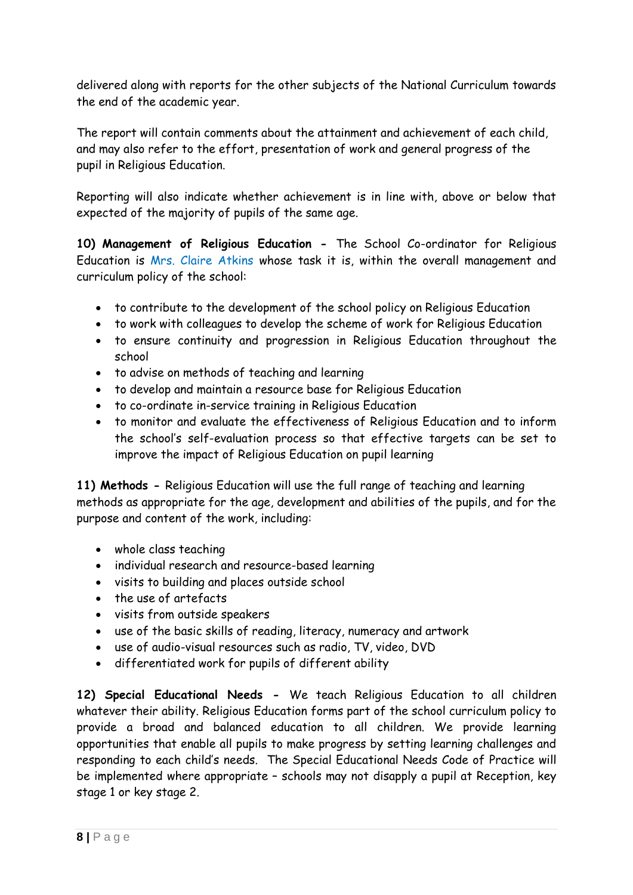delivered along with reports for the other subjects of the National Curriculum towards the end of the academic year.

The report will contain comments about the attainment and achievement of each child, and may also refer to the effort, presentation of work and general progress of the pupil in Religious Education.

Reporting will also indicate whether achievement is in line with, above or below that expected of the majority of pupils of the same age.

**10) Management of Religious Education -** The School Co-ordinator for Religious Education is Mrs. Claire Atkins whose task it is, within the overall management and curriculum policy of the school:

- to contribute to the development of the school policy on Religious Education
- to work with colleagues to develop the scheme of work for Religious Education
- to ensure continuity and progression in Religious Education throughout the school
- to advise on methods of teaching and learning
- to develop and maintain a resource base for Religious Education
- to co-ordinate in-service training in Religious Education
- to monitor and evaluate the effectiveness of Religious Education and to inform the school's self-evaluation process so that effective targets can be set to improve the impact of Religious Education on pupil learning

**11) Methods -** Religious Education will use the full range of teaching and learning methods as appropriate for the age, development and abilities of the pupils, and for the purpose and content of the work, including:

- whole class teaching
- individual research and resource-based learning
- visits to building and places outside school
- the use of artefacts
- visits from outside speakers
- use of the basic skills of reading, literacy, numeracy and artwork
- use of audio-visual resources such as radio, TV, video, DVD
- differentiated work for pupils of different ability

**12) Special Educational Needs -** We teach Religious Education to all children whatever their ability. Religious Education forms part of the school curriculum policy to provide a broad and balanced education to all children. We provide learning opportunities that enable all pupils to make progress by setting learning challenges and responding to each child's needs. The Special Educational Needs Code of Practice will be implemented where appropriate – schools may not disapply a pupil at Reception, key stage 1 or key stage 2.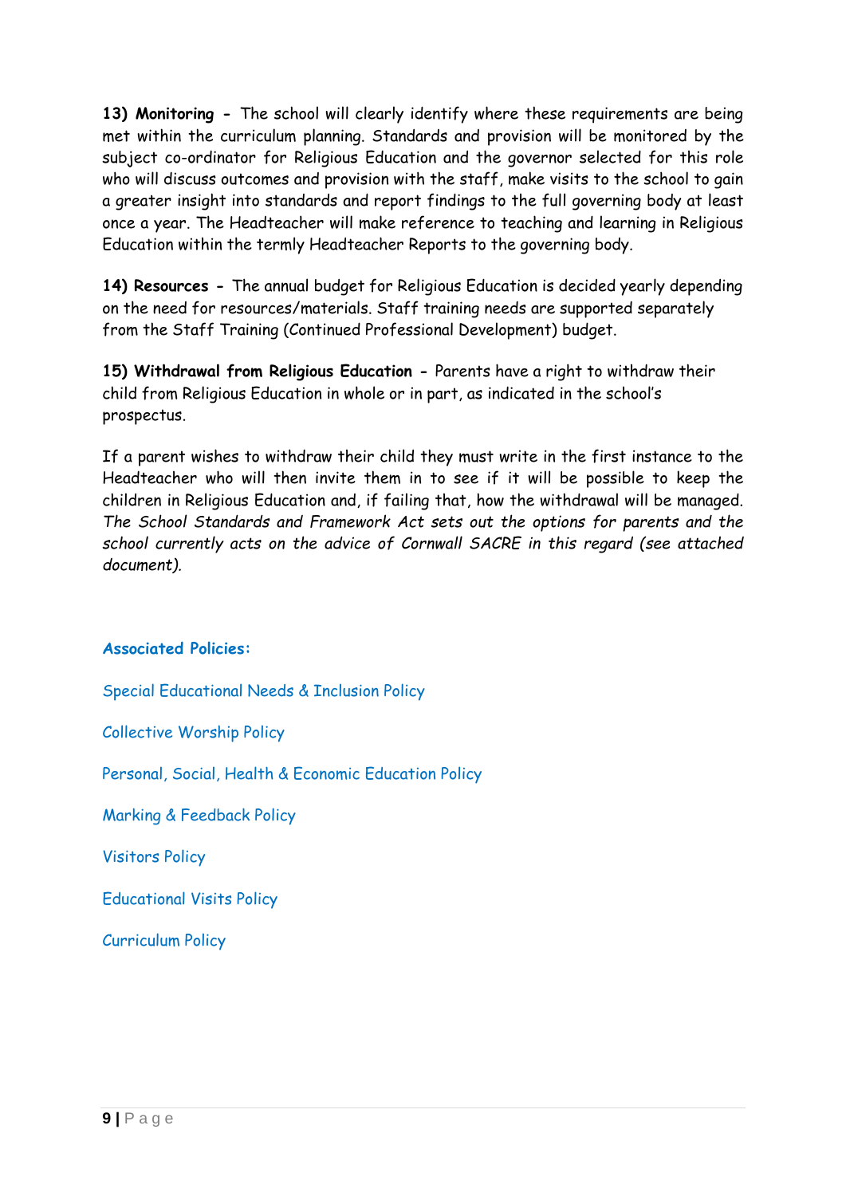**13) Monitoring -** The school will clearly identify where these requirements are being met within the curriculum planning. Standards and provision will be monitored by the subject co-ordinator for Religious Education and the governor selected for this role who will discuss outcomes and provision with the staff, make visits to the school to gain a greater insight into standards and report findings to the full governing body at least once a year. The Headteacher will make reference to teaching and learning in Religious Education within the termly Headteacher Reports to the governing body.

**14) Resources -** The annual budget for Religious Education is decided yearly depending on the need for resources/materials. Staff training needs are supported separately from the Staff Training (Continued Professional Development) budget.

**15) Withdrawal from Religious Education -** Parents have a right to withdraw their child from Religious Education in whole or in part, as indicated in the school's prospectus.

If a parent wishes to withdraw their child they must write in the first instance to the Headteacher who will then invite them in to see if it will be possible to keep the children in Religious Education and, if failing that, how the withdrawal will be managed. *The School Standards and Framework Act sets out the options for parents and the school currently acts on the advice of Cornwall SACRE in this regard (see attached document).*

**Associated Policies:**

Special Educational Needs & Inclusion Policy

Collective Worship Policy

Personal, Social, Health & Economic Education Policy

Marking & Feedback Policy

Visitors Policy

Educational Visits Policy

Curriculum Policy